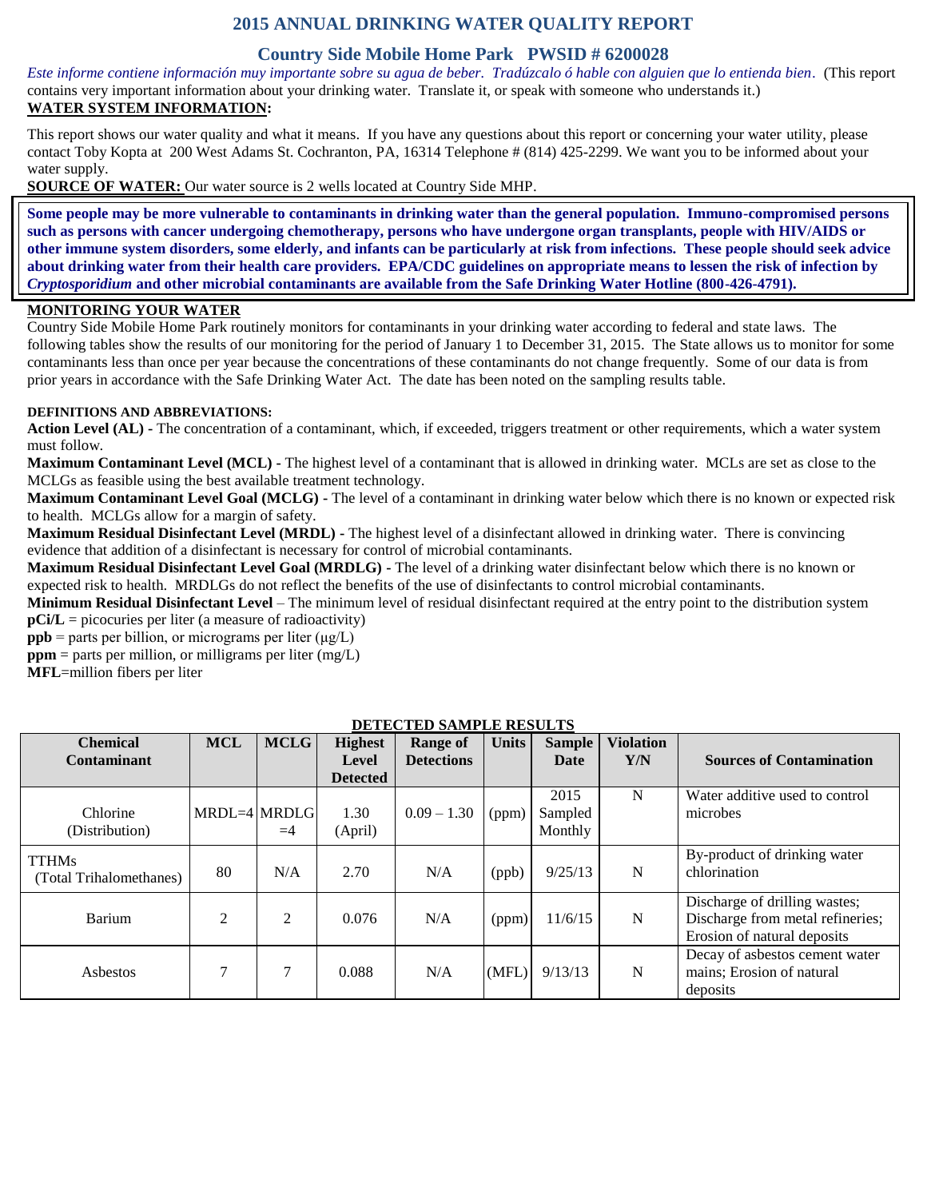# 2015 ANNUAL DRINKING WATER QUALITY REPORT

## Country Side Mobile Home Park PWSID # 6200028

*Este informe contiene información muy importante sobre su agua de beber. Tradúzcalo ó hable con alguien que lo entienda bien*. (This report contains very important information about your drinking water. Translate it, or speak with someone who understands it.)

**WATER SYSTEM INFORMATION:**

This report shows our water quality and what it means. If you have any questions about this report or concerning your water utility, please contact Toby Kopta at 200 West Adams St. Cochranton, PA, 16314 Telephone # (814) 425-2299. We want you to be informed about your water supply.

**SOURCE OF WATER:** Our water source is 2 wells located at Country Side MHP.

**Some people may be more vulnerable to contaminants in drinking water than the general population. Immuno-compromised persons such as persons with cancer undergoing chemotherapy, persons who have undergone organ transplants, people with HIV/AIDS or other immune system disorders, some elderly, and infants can be particularly at risk from infections. These people should seek advice about drinking water from their health care providers. EPA/CDC guidelines on appropriate means to lessen the risk of infection by *Cryptosporidium* and other microbial contaminants are available from the Safe Drinking Water Hotline (800-426-4791).**

**MONITORING YOUR WATER**

Country Side Mobile Home Park routinely monitors for contaminants in your drinking water according to federal and state laws. The following tables show the results of our monitoring for the period of January 1 to December 31, 2015. The State allows us to monitor for some contaminants less than once per year because the concentrations of these contaminants do not change frequently. Some of our data is from prior years in accordance with the Safe Drinking Water Act. The date has been noted on the sampling results table.

**DEFINITIONS AND ABBREVIATIONS:**

**Action Level (AL) -** The concentration of a contaminant, which, if exceeded, triggers treatment or other requirements, which a water system must follow.

**Maximum Contaminant Level (MCL) -** The highest level of a contaminant that is allowed in drinking water. MCLs are set as close to the MCLGs as feasible using the best available treatment technology.

**Maximum Contaminant Level Goal (MCLG) -** The level of a contaminant in drinking water below which there is no known or expected risk to health. MCLGs allow for a margin of safety.

**Maximum Residual Disinfectant Level (MRDL) -** The highest level of a disinfectant allowed in drinking water. There is convincing evidence that addition of a disinfectant is necessary for control of microbial contaminants.

**Maximum Residual Disinfectant Level Goal (MRDLG) -** The level of a drinking water disinfectant below which there is no known or expected risk to health. MRDLGs do not reflect the benefits of the use of disinfectants to control microbial contaminants.

**Minimum Residual Disinfectant Level** – The minimum level of residual disinfectant required at the entry point to the distribution system

**pCi/L** = picocuries per liter (a measure of radioactivity)

**ppb** = parts per billion, or micrograms per liter (μg/L)

**ppm** = parts per million, or milligrams per liter (mg/L)

**MFL**=million fibers per liter

**DETECTED SAMPLE RESULTS**

| Chemical Contaminant | MCL | MCLG | Highest Level Detected | Range of Detections | Units | Sample Date | Violation Y/N | Sources of Contamination |
|---|---|---|---|---|---|---|---|---|
| Chlorine (Distribution) | MRDL=4 | MRDLG =4 | 1.30 (April) | 0.09 – 1.30 | (ppm) | 2015 Sampled Monthly | N | Water additive used to control microbes |
| TTHMs (Total Trihalomethanes) | 80 | N/A | 2.70 | N/A | (ppb) | 9/25/13 | N | By-product of drinking water chlorination |
| Barium | 2 | 2 | 0.076 | N/A | (ppm) | 11/6/15 | N | Discharge of drilling wastes; Discharge from metal refineries; Erosion of natural deposits |
| Asbestos | 7 | 7 | 0.088 | N/A | (MFL) | 9/13/13 | N | Decay of asbestos cement water mains; Erosion of natural deposits |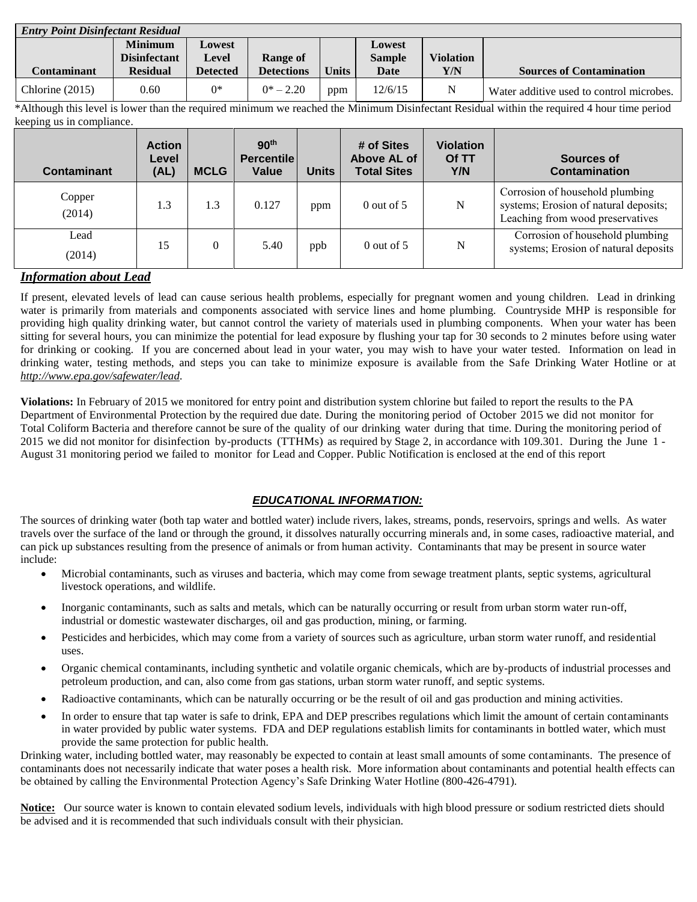| *Entry Point Disinfectant Residual* | | | | | | | |
|---|---|---|---|---|---|---|---|
| **Contaminant** | **Minimum Disinfectant Residual** | **Lowest Level Detected** | **Range of Detections** | **Units** | **Lowest Sample Date** | **Violation Y/N** | **Sources of Contamination** |
| Chlorine (2015) | 0.60 | 0* | 0* – 2.20 | ppm | 12/6/15 | N | Water additive used to control microbes. |

*Although this level is lower than the required minimum we reached the Minimum Disinfectant Residual within the required 4 hour time period keeping us in compliance.

| Contaminant | Action Level (AL) | MCLG | 90th Percentile Value | Units | # of Sites Above AL of Total Sites | Violation Of TT Y/N | Sources of Contamination |
|---|---|---|---|---|---|---|---|
| Copper (2014) | 1.3 | 1.3 | 0.127 | ppm | 0 out of 5 | N | Corrosion of household plumbing systems; Erosion of natural deposits; Leaching from wood preservatives |
| Lead (2014) | 15 | 0 | 5.40 | ppb | 0 out of 5 | N | Corrosion of household plumbing systems; Erosion of natural deposits |

### *Information about Lead*

If present, elevated levels of lead can cause serious health problems, especially for pregnant women and young children. Lead in drinking water is primarily from materials and components associated with service lines and home plumbing. Countryside MHP is responsible for providing high quality drinking water, but cannot control the variety of materials used in plumbing components. When your water has been sitting for several hours, you can minimize the potential for lead exposure by flushing your tap for 30 seconds to 2 minutes before using water for drinking or cooking. If you are concerned about lead in your water, you may wish to have your water tested. Information on lead in drinking water, testing methods, and steps you can take to minimize exposure is available from the Safe Drinking Water Hotline or at *http://www.epa.gov/safewater/lead*.

**Violations:** In February of 2015 we monitored for entry point and distribution system chlorine but failed to report the results to the PA Department of Environmental Protection by the required due date. During the monitoring period of October 2015 we did not monitor for Total Coliform Bacteria and therefore cannot be sure of the quality of our drinking water during that time. During the monitoring period of 2015 we did not monitor for disinfection by-products (TTHMs) as required by Stage 2, in accordance with 109.301. During the June 1 - August 31 monitoring period we failed to monitor for Lead and Copper. Public Notification is enclosed at the end of this report

## ***EDUCATIONAL INFORMATION:***

The sources of drinking water (both tap water and bottled water) include rivers, lakes, streams, ponds, reservoirs, springs and wells. As water travels over the surface of the land or through the ground, it dissolves naturally occurring minerals and, in some cases, radioactive material, and can pick up substances resulting from the presence of animals or from human activity. Contaminants that may be present in source water include:

- Microbial contaminants, such as viruses and bacteria, which may come from sewage treatment plants, septic systems, agricultural livestock operations, and wildlife.
- Inorganic contaminants, such as salts and metals, which can be naturally occurring or result from urban storm water run-off, industrial or domestic wastewater discharges, oil and gas production, mining, or farming.
- Pesticides and herbicides, which may come from a variety of sources such as agriculture, urban storm water runoff, and residential uses.
- Organic chemical contaminants, including synthetic and volatile organic chemicals, which are by-products of industrial processes and petroleum production, and can, also come from gas stations, urban storm water runoff, and septic systems.
- Radioactive contaminants, which can be naturally occurring or be the result of oil and gas production and mining activities.
- In order to ensure that tap water is safe to drink, EPA and DEP prescribes regulations which limit the amount of certain contaminants in water provided by public water systems. FDA and DEP regulations establish limits for contaminants in bottled water, which must provide the same protection for public health.

Drinking water, including bottled water, may reasonably be expected to contain at least small amounts of some contaminants. The presence of contaminants does not necessarily indicate that water poses a health risk. More information about contaminants and potential health effects can be obtained by calling the Environmental Protection Agency's Safe Drinking Water Hotline (800-426-4791).

**Notice:** Our source water is known to contain elevated sodium levels, individuals with high blood pressure or sodium restricted diets should be advised and it is recommended that such individuals consult with their physician.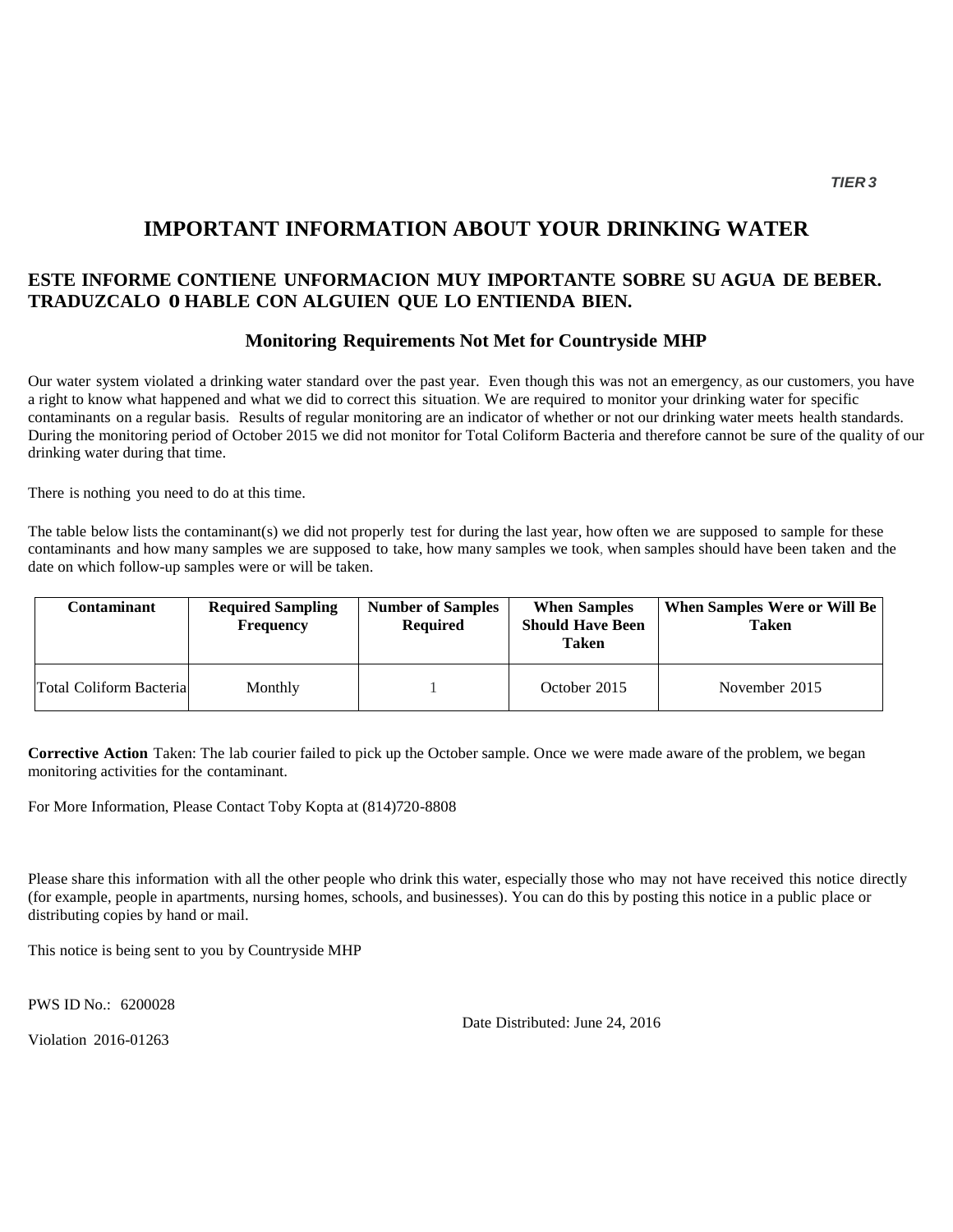*TIER 3*

# IMPORTANT INFORMATION ABOUT YOUR DRINKING WATER

## ESTE INFORME CONTIENE UNFORMACION MUY IMPORTANTE SOBRE SU AGUA DE BEBER. TRADUZCALO 0 HABLE CON ALGUIEN QUE LO ENTIENDA BIEN.

### Monitoring Requirements Not Met for Countryside MHP

Our water system violated a drinking water standard over the past year. Even though this was not an emergency, as our customers, you have a right to know what happened and what we did to correct this situation. We are required to monitor your drinking water for specific contaminants on a regular basis. Results of regular monitoring are an indicator of whether or not our drinking water meets health standards. During the monitoring period of October 2015 we did not monitor for Total Coliform Bacteria and therefore cannot be sure of the quality of our drinking water during that time.

There is nothing you need to do at this time.

The table below lists the contaminant(s) we did not properly test for during the last year, how often we are supposed to sample for these contaminants and how many samples we are supposed to take, how many samples we took, when samples should have been taken and the date on which follow-up samples were or will be taken.

| Contaminant | Required Sampling Frequency | Number of Samples Required | When Samples Should Have Been Taken | When Samples Were or Will Be Taken |
|---|---|---|---|---|
| Total Coliform Bacteria | Monthly | 1 | October 2015 | November 2015 |

**Corrective Action** Taken: The lab courier failed to pick up the October sample. Once we were made aware of the problem, we began monitoring activities for the contaminant.

For More Information, Please Contact Toby Kopta at (814)720-8808

Please share this information with all the other people who drink this water, especially those who may not have received this notice directly (for example, people in apartments, nursing homes, schools, and businesses). You can do this by posting this notice in a public place or distributing copies by hand or mail.

This notice is being sent to you by Countryside MHP

PWS ID No.: 6200028

Violation 2016-01263

Date Distributed: June 24, 2016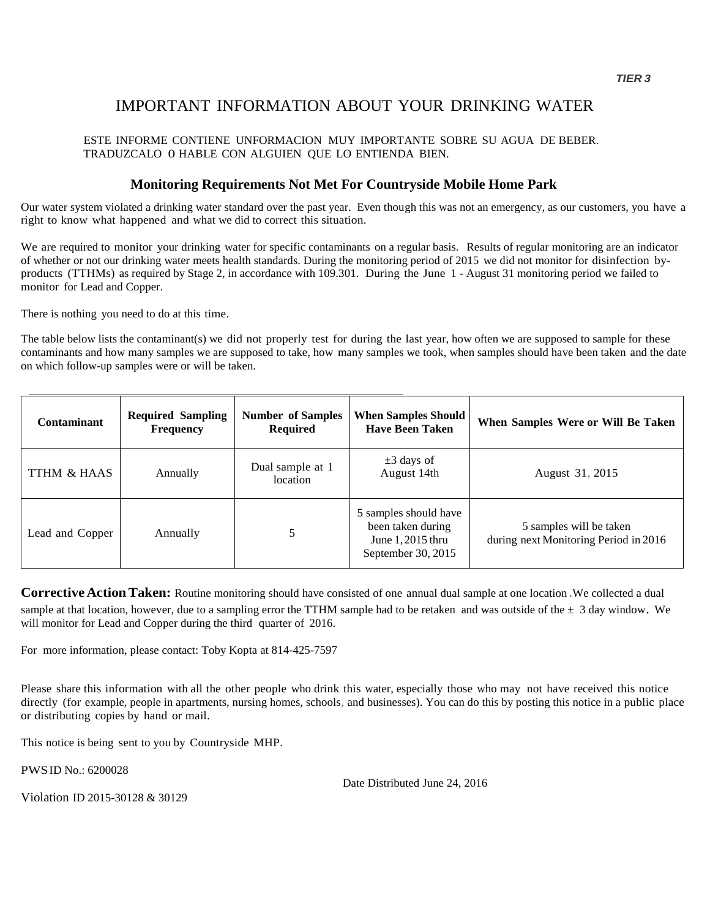*TIER 3*

# IMPORTANT INFORMATION ABOUT YOUR DRINKING WATER

ESTE INFORME CONTIENE UNFORMACION MUY IMPORTANTE SOBRE SU AGUA DE BEBER. TRADUZCALO O HABLE CON ALGUIEN QUE LO ENTIENDA BIEN.

## Monitoring Requirements Not Met For Countryside Mobile Home Park

Our water system violated a drinking water standard over the past year. Even though this was not an emergency, as our customers, you have a right to know what happened and what we did to correct this situation.

We are required to monitor your drinking water for specific contaminants on a regular basis. Results of regular monitoring are an indicator of whether or not our drinking water meets health standards. During the monitoring period of 2015 we did not monitor for disinfection by-products (TTHMs) as required by Stage 2, in accordance with 109.301. During the June 1 - August 31 monitoring period we failed to monitor for Lead and Copper.

There is nothing you need to do at this time.

The table below lists the contaminant(s) we did not properly test for during the last year, how often we are supposed to sample for these contaminants and how many samples we are supposed to take, how many samples we took, when samples should have been taken and the date on which follow-up samples were or will be taken.

| Contaminant | Required Sampling Frequency | Number of Samples Required | When Samples Should Have Been Taken | When Samples Were or Will Be Taken |
|---|---|---|---|---|
| TTHM & HAAS | Annually | Dual sample at 1 location | ±3 days of August 14th | August 31, 2015 |
| Lead and Copper | Annually | 5 | 5 samples should have been taken during June 1, 2015 thru September 30, 2015 | 5 samples will be taken during next Monitoring Period in 2016 |

**Corrective Action Taken:** Routine monitoring should have consisted of one annual dual sample at one location. We collected a dual sample at that location, however, due to a sampling error the TTHM sample had to be retaken and was outside of the ± 3 day window. We will monitor for Lead and Copper during the third quarter of 2016.

For more information, please contact: Toby Kopta at 814-425-7597

Please share this information with all the other people who drink this water, especially those who may not have received this notice directly (for example, people in apartments, nursing homes, schools, and businesses). You can do this by posting this notice in a public place or distributing copies by hand or mail.

This notice is being sent to you by Countryside MHP.

PWS ID No.: 6200028

Date Distributed June 24, 2016

Violation ID 2015-30128 & 30129